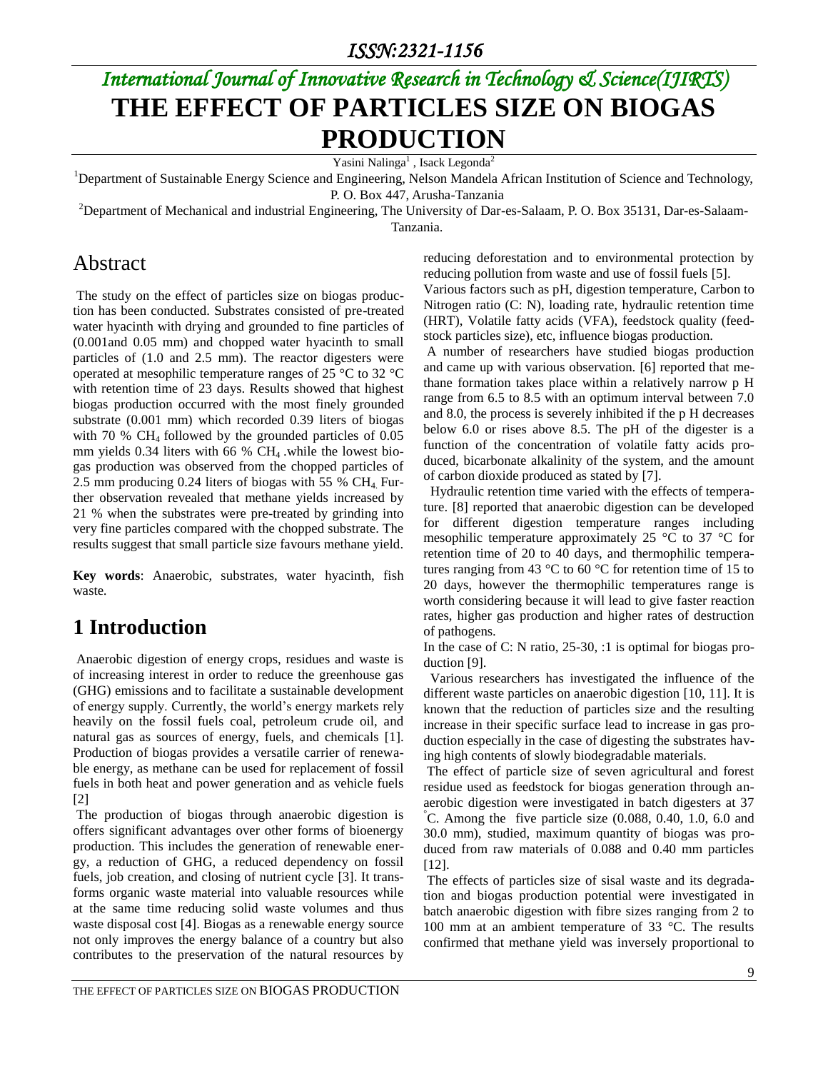# THE EFFECT OF PARTICLES SIZE ON BIOGAS PRODUCTION

Yasini Nalinga[1] , Isack Legonda[2]

[1]Department of Sustainable Energy Science and Engineering, Nelson Mandela African Institution of Science and Technology, P. O. Box 447, Arusha-Tanzania

[2]Department of Mechanical and industrial Engineering, The University of Dar-es-Salaam, P. O. Box 35131, Dar-es-Salaam-Tanzania.

## Abstract

The study on the effect of particles size on biogas production has been conducted. Substrates consisted of pre-treated water hyacinth with drying and grounded to fine particles of (0.001and 0.05 mm) and chopped water hyacinth to small particles of (1.0 and 2.5 mm). The reactor digesters were operated at mesophilic temperature ranges of 25 °C to 32 °C with retention time of 23 days. Results showed that highest biogas production occurred with the most finely grounded substrate (0.001 mm) which recorded 0.39 liters of biogas with 70 % $CH_4$ followed by the grounded particles of 0.05 mm yields 0.34 liters with 66 % $CH_4$ .while the lowest biogas production was observed from the chopped particles of 2.5 mm producing 0.24 liters of biogas with 55 % $CH_4$. Further observation revealed that methane yields increased by 21 % when the substrates were pre-treated by grinding into very fine particles compared with the chopped substrate. The results suggest that small particle size favours methane yield.

**Key words**: Anaerobic, substrates, water hyacinth, fish waste.

## 1 Introduction

Anaerobic digestion of energy crops, residues and waste is of increasing interest in order to reduce the greenhouse gas (GHG) emissions and to facilitate a sustainable development of energy supply. Currently, the world's energy markets rely heavily on the fossil fuels coal, petroleum crude oil, and natural gas as sources of energy, fuels, and chemicals [1]. Production of biogas provides a versatile carrier of renewable energy, as methane can be used for replacement of fossil fuels in both heat and power generation and as vehicle fuels [2]

The production of biogas through anaerobic digestion is offers significant advantages over other forms of bioenergy production. This includes the generation of renewable energy, a reduction of GHG, a reduced dependency on fossil fuels, job creation, and closing of nutrient cycle [3]. It transforms organic waste material into valuable resources while at the same time reducing solid waste volumes and thus waste disposal cost [4]. Biogas as a renewable energy source not only improves the energy balance of a country but also contributes to the preservation of the natural resources by reducing deforestation and to environmental protection by reducing pollution from waste and use of fossil fuels [5].

Various factors such as pH, digestion temperature, Carbon to Nitrogen ratio (C: N), loading rate, hydraulic retention time (HRT), Volatile fatty acids (VFA), feedstock quality (feedstock particles size), etc, influence biogas production.

A number of researchers have studied biogas production and came up with various observation. [6] reported that methane formation takes place within a relatively narrow p H range from 6.5 to 8.5 with an optimum interval between 7.0 and 8.0, the process is severely inhibited if the p H decreases below 6.0 or rises above 8.5. The pH of the digester is a function of the concentration of volatile fatty acids produced, bicarbonate alkalinity of the system, and the amount of carbon dioxide produced as stated by [7].

Hydraulic retention time varied with the effects of temperature. [8] reported that anaerobic digestion can be developed for different digestion temperature ranges including mesophilic temperature approximately 25 °C to 37 °C for retention time of 20 to 40 days, and thermophilic temperatures ranging from 43 °C to 60 °C for retention time of 15 to 20 days, however the thermophilic temperatures range is worth considering because it will lead to give faster reaction rates, higher gas production and higher rates of destruction of pathogens.

In the case of C: N ratio, 25-30, :1 is optimal for biogas production [9].

Various researchers has investigated the influence of the different waste particles on anaerobic digestion [10, 11]. It is known that the reduction of particles size and the resulting increase in their specific surface lead to increase in gas production especially in the case of digesting the substrates having high contents of slowly biodegradable materials.

The effect of particle size of seven agricultural and forest residue used as feedstock for biogas generation through anaerobic digestion were investigated in batch digesters at 37 °C. Among the five particle size (0.088, 0.40, 1.0, 6.0 and 30.0 mm), studied, maximum quantity of biogas was produced from raw materials of 0.088 and 0.40 mm particles [12].

The effects of particles size of sisal waste and its degradation and biogas production potential were investigated in batch anaerobic digestion with fibre sizes ranging from 2 to 100 mm at an ambient temperature of 33 °C. The results confirmed that methane yield was inversely proportional to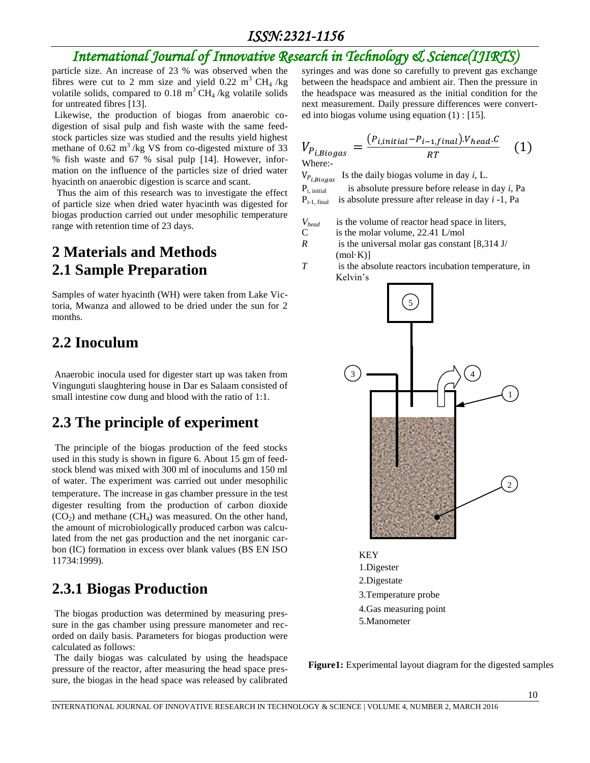particle size. An increase of 23 % was observed when the fibres were cut to 2 mm size and yield 0.22 $m^3$ $CH_4$ /kg volatile solids, compared to 0.18 $m^3$ $CH_4$ /kg volatile solids for untreated fibres [13].

Likewise, the production of biogas from anaerobic co-digestion of sisal pulp and fish waste with the same feedstock particles size was studied and the results yield highest methane of 0.62 $m^3$ /kg VS from co-digested mixture of 33 % fish waste and 67 % sisal pulp [14]. However, information on the influence of the particles size of dried water hyacinth on anaerobic digestion is scarce and scant.

Thus the aim of this research was to investigate the effect of particle size when dried water hyacinth was digested for biogas production carried out under mesophilic temperature range with retention time of 23 days.

# 2 Materials and Methods

## 2.1 Sample Preparation

Samples of water hyacinth (WH) were taken from Lake Victoria, Mwanza and allowed to be dried under the sun for 2 months.

## 2.2 Inoculum

Anaerobic inocula used for digester start up was taken from Vingunguti slaughtering house in Dar es Salaam consisted of small intestine cow dung and blood with the ratio of 1:1.

## 2.3 The principle of experiment

The principle of the biogas production of the feed stocks used in this study is shown in figure 6. About 15 gm of feedstock blend was mixed with 300 ml of inoculums and 150 ml of water. The experiment was carried out under mesophilic temperature. The increase in gas chamber pressure in the test digester resulting from the production of carbon dioxide ($CO_2$) and methane ($CH_4$) was measured. On the other hand, the amount of microbiologically produced carbon was calculated from the net gas production and the net inorganic carbon (IC) formation in excess over blank values (BS EN ISO 11734:1999).

## 2.3.1 Biogas Production

The biogas production was determined by measuring pressure in the gas chamber using pressure manometer and recorded on daily basis. Parameters for biogas production were calculated as follows:

The daily biogas was calculated by using the headspace pressure of the reactor, after measuring the head space pressure, the biogas in the head space was released by calibrated syringes and was done so carefully to prevent gas exchange between the headspace and ambient air. Then the pressure in the headspace was measured as the initial condition for the next measurement. Daily pressure differences were converted into biogas volume using equation (1) : [15].

$$V_{P_{i,Biogas}} = \frac{(P_{i,initial} - P_{i-1,final}).V_{head}.C}{RT} \quad (1)$$

Where:-

$V_{P_{i,Biogas}}$ Is the daily biogas volume in day *i*, L.

$P_{i,\,initial}$ is absolute pressure before release in day *i*, Pa

$P_{i-1,\,final}$ is absolute pressure after release in day *i* -1, Pa

$V_{head}$ is the volume of reactor head space in liters,

C is the molar volume, 22.41 L/mol

*R* is the universal molar gas constant [8,314 J/(mol·K)]

*T* is the absolute reactors incubation temperature, in Kelvin's

KEY

1.Digester

2.Digestate

3.Temperature probe

4.Gas measuring point

5.Manometer

**Figure1:** Experimental layout diagram for the digested samples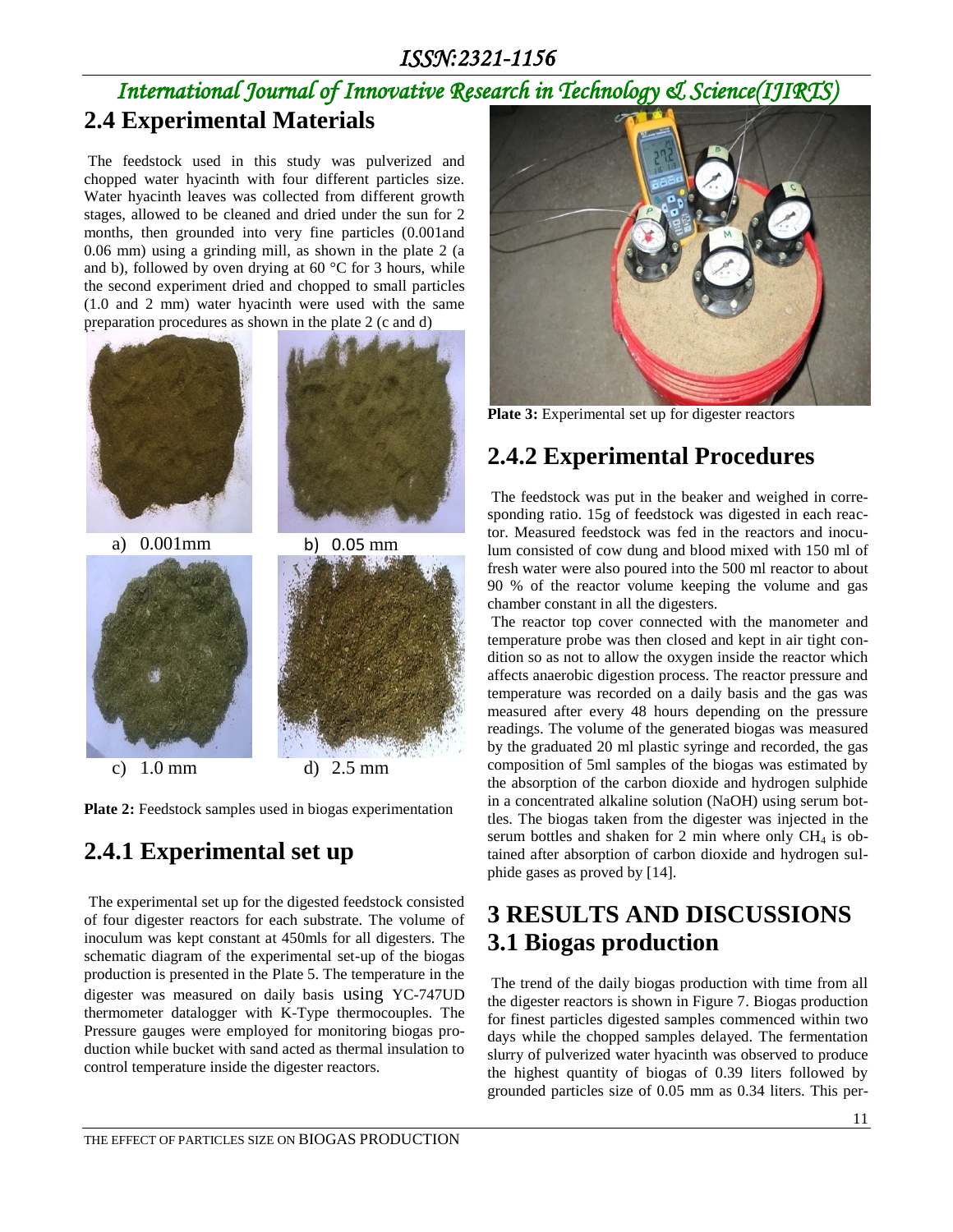## 2.4 Experimental Materials

The feedstock used in this study was pulverized and chopped water hyacinth with four different particles size. Water hyacinth leaves was collected from different growth stages, allowed to be cleaned and dried under the sun for 2 months, then grounded into very fine particles (0.001and 0.06 mm) using a grinding mill, as shown in the plate 2 (a and b), followed by oven drying at 60 °C for 3 hours, while the second experiment dried and chopped to small particles (1.0 and 2 mm) water hyacinth were used with the same preparation procedures as shown in the plate 2 (c and d)

a) 0.001mm b) 0.05 mm

c) 1.0 mm d) 2.5 mm

**Plate 2:** Feedstock samples used in biogas experimentation

## 2.4.1 Experimental set up

The experimental set up for the digested feedstock consisted of four digester reactors for each substrate. The volume of inoculum was kept constant at 450mls for all digesters. The schematic diagram of the experimental set-up of the biogas production is presented in the Plate 5. The temperature in the digester was measured on daily basis using YC-747UD thermometer datalogger with K-Type thermocouples. The Pressure gauges were employed for monitoring biogas production while bucket with sand acted as thermal insulation to control temperature inside the digester reactors.

**Plate 3:** Experimental set up for digester reactors

## 2.4.2 Experimental Procedures

The feedstock was put in the beaker and weighed in corresponding ratio. 15g of feedstock was digested in each reactor. Measured feedstock was fed in the reactors and inoculum consisted of cow dung and blood mixed with 150 ml of fresh water were also poured into the 500 ml reactor to about 90 % of the reactor volume keeping the volume and gas chamber constant in all the digesters.

The reactor top cover connected with the manometer and temperature probe was then closed and kept in air tight condition so as not to allow the oxygen inside the reactor which affects anaerobic digestion process. The reactor pressure and temperature was recorded on a daily basis and the gas was measured after every 48 hours depending on the pressure readings. The volume of the generated biogas was measured by the graduated 20 ml plastic syringe and recorded, the gas composition of 5ml samples of the biogas was estimated by the absorption of the carbon dioxide and hydrogen sulphide in a concentrated alkaline solution (NaOH) using serum bottles. The biogas taken from the digester was injected in the serum bottles and shaken for 2 min where only $CH_4$ is obtained after absorption of carbon dioxide and hydrogen sulphide gases as proved by [14].

# 3 RESULTS AND DISCUSSIONS

## 3.1 Biogas production

The trend of the daily biogas production with time from all the digester reactors is shown in Figure 7. Biogas production for finest particles digested samples commenced within two days while the chopped samples delayed. The fermentation slurry of pulverized water hyacinth was observed to produce the highest quantity of biogas of 0.39 liters followed by grounded particles size of 0.05 mm as 0.34 liters. This per-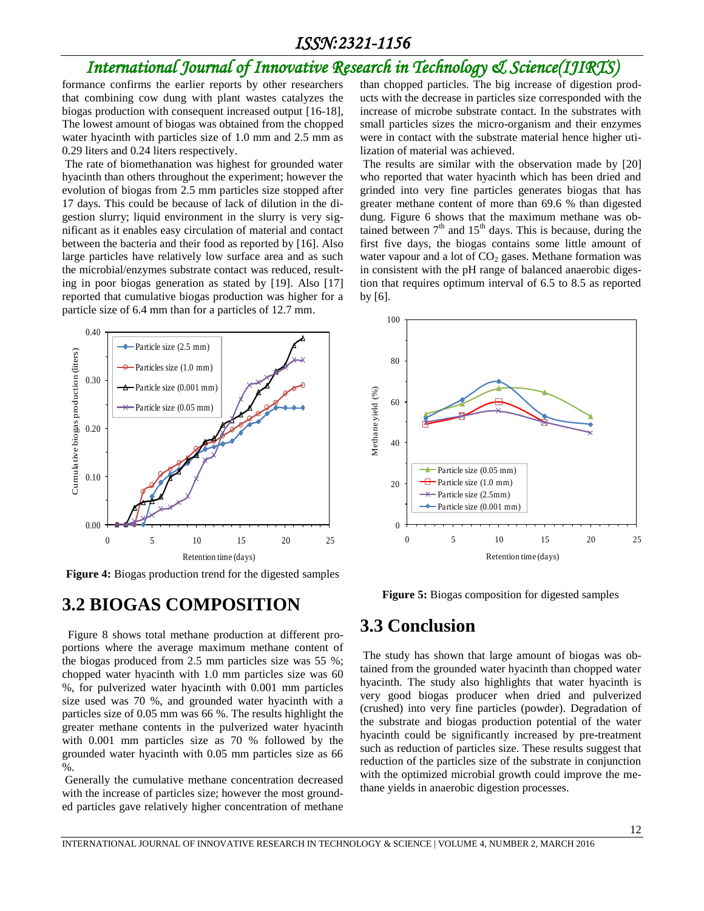formance confirms the earlier reports by other researchers that combining cow dung with plant wastes catalyzes the biogas production with consequent increased output [16-18], The lowest amount of biogas was obtained from the chopped water hyacinth with particles size of 1.0 mm and 2.5 mm as 0.29 liters and 0.24 liters respectively.

The rate of biomethanation was highest for grounded water hyacinth than others throughout the experiment; however the evolution of biogas from 2.5 mm particles size stopped after 17 days. This could be because of lack of dilution in the digestion slurry; liquid environment in the slurry is very significant as it enables easy circulation of material and contact between the bacteria and their food as reported by [16]. Also large particles have relatively low surface area and as such the microbial/enzymes substrate contact was reduced, resulting in poor biogas generation as stated by [19]. Also [17] reported that cumulative biogas production was higher for a particle size of 6.4 mm than for a particles of 12.7 mm.

**Figure 4:** Biogas production trend for the digested samples

## 3.2 BIOGAS COMPOSITION

Figure 8 shows total methane production at different proportions where the average maximum methane content of the biogas produced from 2.5 mm particles size was 55 %; chopped water hyacinth with 1.0 mm particles size was 60 %, for pulverized water hyacinth with 0.001 mm particles size used was 70 %, and grounded water hyacinth with a particles size of 0.05 mm was 66 %. The results highlight the greater methane contents in the pulverized water hyacinth with 0.001 mm particles size as 70 % followed by the grounded water hyacinth with 0.05 mm particles size as 66 %.

Generally the cumulative methane concentration decreased with the increase of particles size; however the most grounded particles gave relatively higher concentration of methane than chopped particles. The big increase of digestion products with the decrease in particles size corresponded with the increase of microbe substrate contact. In the substrates with small particles sizes the micro-organism and their enzymes were in contact with the substrate material hence higher utilization of material was achieved.

The results are similar with the observation made by [20] who reported that water hyacinth which has been dried and grinded into very fine particles generates biogas that has greater methane content of more than 69.6 % than digested dung. Figure 6 shows that the maximum methane was obtained between 7th and 15th days. This is because, during the first five days, the biogas contains some little amount of water vapour and a lot of $CO_2$ gases. Methane formation was in consistent with the pH range of balanced anaerobic digestion that requires optimum interval of 6.5 to 8.5 as reported by [6].

**Figure 5:** Biogas composition for digested samples

## 3.3 Conclusion

The study has shown that large amount of biogas was obtained from the grounded water hyacinth than chopped water hyacinth. The study also highlights that water hyacinth is very good biogas producer when dried and pulverized (crushed) into very fine particles (powder). Degradation of the substrate and biogas production potential of the water hyacinth could be significantly increased by pre-treatment such as reduction of particles size. These results suggest that reduction of the particles size of the substrate in conjunction with the optimized microbial growth could improve the methane yields in anaerobic digestion processes.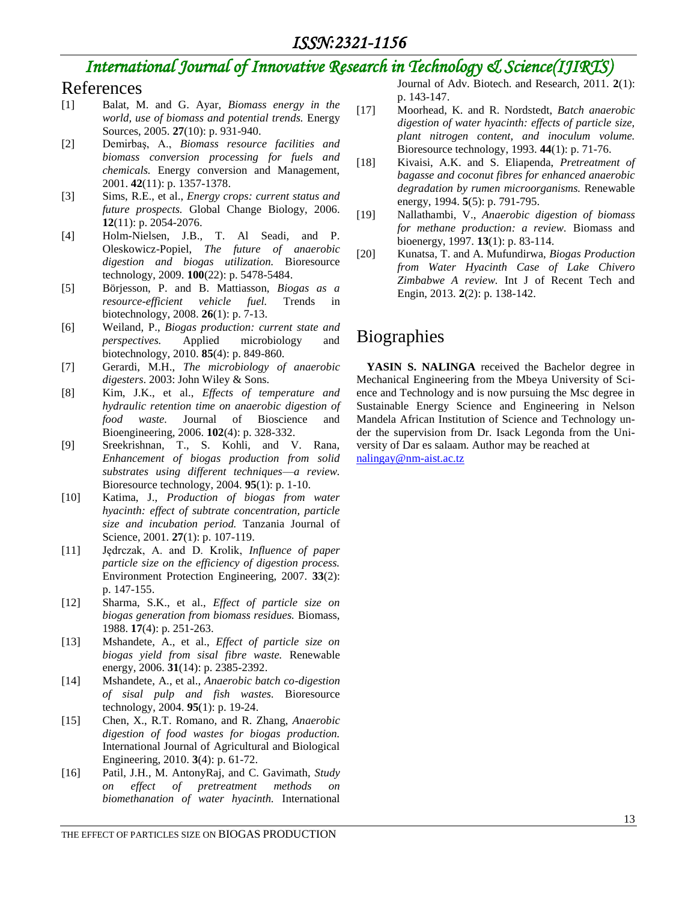# References

[1] Balat, M. and G. Ayar, *Biomass energy in the world, use of biomass and potential trends.* Energy Sources, 2005. **27**(10): p. 931-940.

[2] Demirbaş, A., *Biomass resource facilities and biomass conversion processing for fuels and chemicals.* Energy conversion and Management, 2001. **42**(11): p. 1357-1378.

[3] Sims, R.E., et al., *Energy crops: current status and future prospects.* Global Change Biology, 2006. **12**(11): p. 2054-2076.

[4] Holm-Nielsen, J.B., T. Al Seadi, and P. Oleskowicz-Popiel, *The future of anaerobic digestion and biogas utilization.* Bioresource technology, 2009. **100**(22): p. 5478-5484.

[5] Börjesson, P. and B. Mattiasson, *Biogas as a resource-efficient vehicle fuel.* Trends in biotechnology, 2008. **26**(1): p. 7-13.

[6] Weiland, P., *Biogas production: current state and perspectives.* Applied microbiology and biotechnology, 2010. **85**(4): p. 849-860.

[7] Gerardi, M.H., *The microbiology of anaerobic digesters*. 2003: John Wiley & Sons.

[8] Kim, J.K., et al., *Effects of temperature and hydraulic retention time on anaerobic digestion of food waste.* Journal of Bioscience and Bioengineering, 2006. **102**(4): p. 328-332.

[9] Sreekrishnan, T., S. Kohli, and V. Rana, *Enhancement of biogas production from solid substrates using different techniques—a review.* Bioresource technology, 2004. **95**(1): p. 1-10.

[10] Katima, J., *Production of biogas from water hyacinth: effect of subtrate concentration, particle size and incubation period.* Tanzania Journal of Science, 2001. **27**(1): p. 107-119.

[11] Jędrczak, A. and D. Krolik, *Influence of paper particle size on the efficiency of digestion process.* Environment Protection Engineering, 2007. **33**(2): p. 147-155.

[12] Sharma, S.K., et al., *Effect of particle size on biogas generation from biomass residues.* Biomass, 1988. **17**(4): p. 251-263.

[13] Mshandete, A., et al., *Effect of particle size on biogas yield from sisal fibre waste.* Renewable energy, 2006. **31**(14): p. 2385-2392.

[14] Mshandete, A., et al., *Anaerobic batch co-digestion of sisal pulp and fish wastes.* Bioresource technology, 2004. **95**(1): p. 19-24.

[15] Chen, X., R.T. Romano, and R. Zhang, *Anaerobic digestion of food wastes for biogas production.* International Journal of Agricultural and Biological Engineering, 2010. **3**(4): p. 61-72.

[16] Patil, J.H., M. AntonyRaj, and C. Gavimath, *Study on effect of pretreatment methods on biomethanation of water hyacinth.* International Journal of Adv. Biotech. and Research, 2011. **2**(1): p. 143-147.

[17] Moorhead, K. and R. Nordstedt, *Batch anaerobic digestion of water hyacinth: effects of particle size, plant nitrogen content, and inoculum volume.* Bioresource technology, 1993. **44**(1): p. 71-76.

[18] Kivaisi, A.K. and S. Eliapenda, *Pretreatment of bagasse and coconut fibres for enhanced anaerobic degradation by rumen microorganisms.* Renewable energy, 1994. **5**(5): p. 791-795.

[19] Nallathambi, V., *Anaerobic digestion of biomass for methane production: a review.* Biomass and bioenergy, 1997. **13**(1): p. 83-114.

[20] Kunatsa, T. and A. Mufundirwa, *Biogas Production from Water Hyacinth Case of Lake Chivero Zimbabwe A review.* Int J of Recent Tech and Engin, 2013. **2**(2): p. 138-142.

# Biographies

**YASIN S. NALINGA** received the Bachelor degree in Mechanical Engineering from the Mbeya University of Science and Technology and is now pursuing the Msc degree in Sustainable Energy Science and Engineering in Nelson Mandela African Institution of Science and Technology under the supervision from Dr. Isack Legonda from the University of Dar es salaam. Author may be reached at nalingay@nm-aist.ac.tz